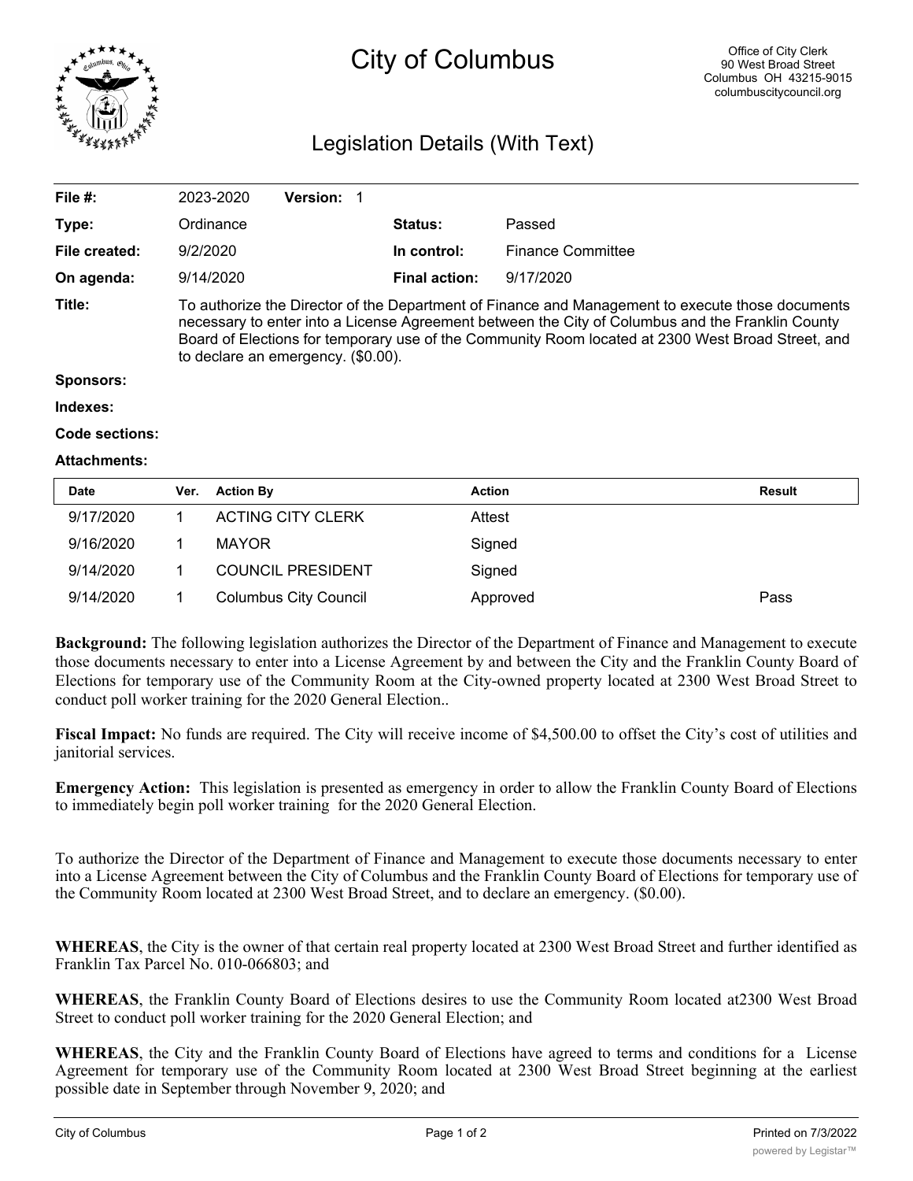# City of Columbus

Office of City Clerk
90 West Broad Street
Columbus OH 43215-9015
columbuscitycouncil.org

## Legislation Details (With Text)

| | | | |
|---|---|---|---|
| **File #:** | 2023-2020 **Version:** 1 | | |
| **Type:** | Ordinance | **Status:** | Passed |
| **File created:** | 9/2/2020 | **In control:** | Finance Committee |
| **On agenda:** | 9/14/2020 | **Final action:** | 9/17/2020 |

**Title:** To authorize the Director of the Department of Finance and Management to execute those documents necessary to enter into a License Agreement between the City of Columbus and the Franklin County Board of Elections for temporary use of the Community Room located at 2300 West Broad Street, and to declare an emergency. ($0.00).

**Sponsors:**

**Indexes:**

**Code sections:**

**Attachments:**

| Date | Ver. | Action By | Action | Result |
|---|---|---|---|---|
| 9/17/2020 | 1 | ACTING CITY CLERK | Attest | |
| 9/16/2020 | 1 | MAYOR | Signed | |
| 9/14/2020 | 1 | COUNCIL PRESIDENT | Signed | |
| 9/14/2020 | 1 | Columbus City Council | Approved | Pass |

**Background:** The following legislation authorizes the Director of the Department of Finance and Management to execute those documents necessary to enter into a License Agreement by and between the City and the Franklin County Board of Elections for temporary use of the Community Room at the City-owned property located at 2300 West Broad Street to conduct poll worker training for the 2020 General Election..

**Fiscal Impact:** No funds are required. The City will receive income of $4,500.00 to offset the City's cost of utilities and janitorial services.

**Emergency Action:** This legislation is presented as emergency in order to allow the Franklin County Board of Elections to immediately begin poll worker training for the 2020 General Election.

To authorize the Director of the Department of Finance and Management to execute those documents necessary to enter into a License Agreement between the City of Columbus and the Franklin County Board of Elections for temporary use of the Community Room located at 2300 West Broad Street, and to declare an emergency. ($0.00).

**WHEREAS**, the City is the owner of that certain real property located at 2300 West Broad Street and further identified as Franklin Tax Parcel No. 010-066803; and

**WHEREAS**, the Franklin County Board of Elections desires to use the Community Room located at2300 West Broad Street to conduct poll worker training for the 2020 General Election; and

**WHEREAS**, the City and the Franklin County Board of Elections have agreed to terms and conditions for a License Agreement for temporary use of the Community Room located at 2300 West Broad Street beginning at the earliest possible date in September through November 9, 2020; and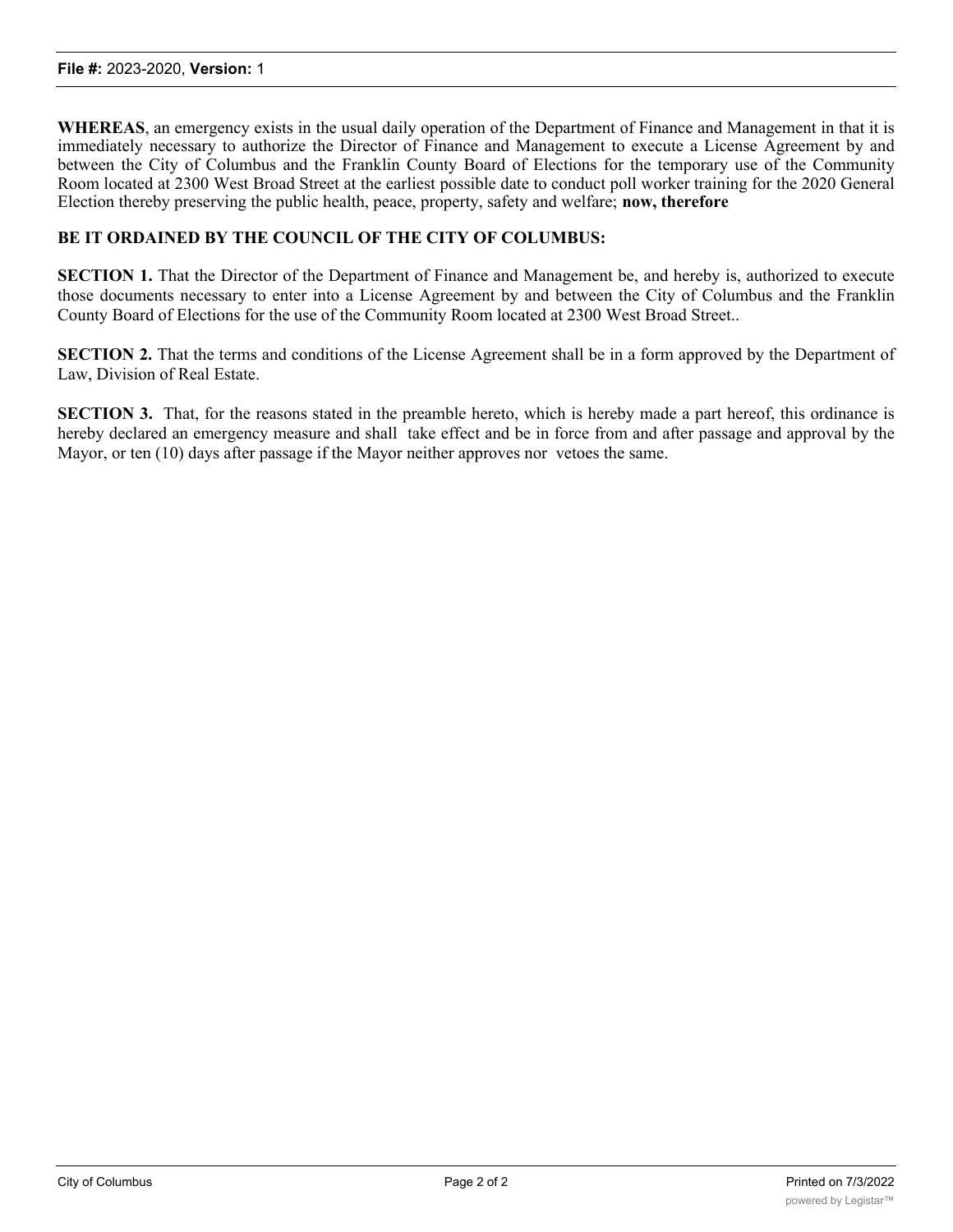**WHEREAS**, an emergency exists in the usual daily operation of the Department of Finance and Management in that it is immediately necessary to authorize the Director of Finance and Management to execute a License Agreement by and between the City of Columbus and the Franklin County Board of Elections for the temporary use of the Community Room located at 2300 West Broad Street at the earliest possible date to conduct poll worker training for the 2020 General Election thereby preserving the public health, peace, property, safety and welfare; **now, therefore**

**BE IT ORDAINED BY THE COUNCIL OF THE CITY OF COLUMBUS:**

**SECTION 1.** That the Director of the Department of Finance and Management be, and hereby is, authorized to execute those documents necessary to enter into a License Agreement by and between the City of Columbus and the Franklin County Board of Elections for the use of the Community Room located at 2300 West Broad Street..

**SECTION 2.** That the terms and conditions of the License Agreement shall be in a form approved by the Department of Law, Division of Real Estate.

**SECTION 3.** That, for the reasons stated in the preamble hereto, which is hereby made a part hereof, this ordinance is hereby declared an emergency measure and shall take effect and be in force from and after passage and approval by the Mayor, or ten (10) days after passage if the Mayor neither approves nor vetoes the same.